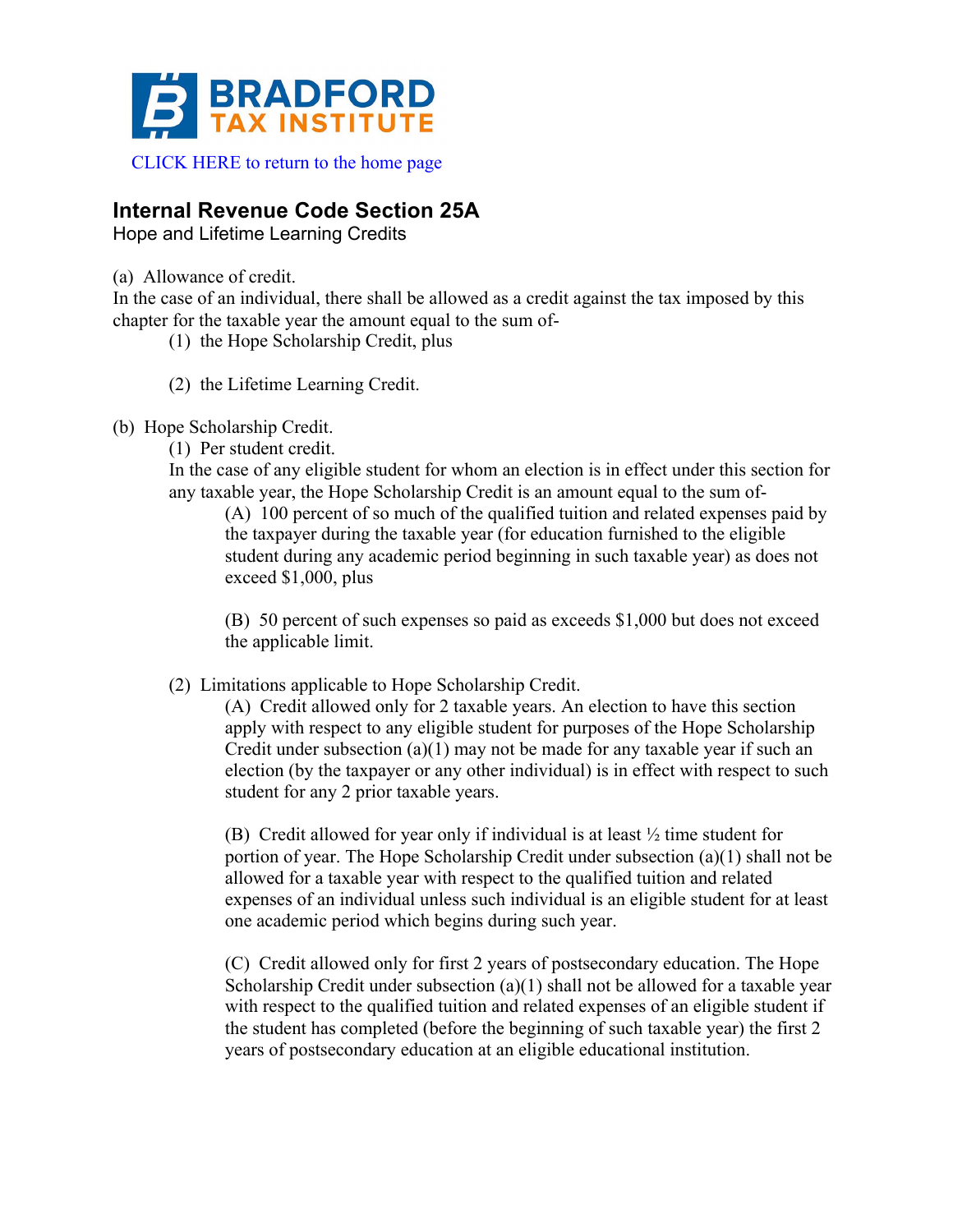BRADFORD TAX INSTITUTE

CLICK HERE to return to the home page

## Internal Revenue Code Section 25A

Hope and Lifetime Learning Credits

(a) Allowance of credit.

In the case of an individual, there shall be allowed as a credit against the tax imposed by this chapter for the taxable year the amount equal to the sum of-

(1) the Hope Scholarship Credit, plus

(2) the Lifetime Learning Credit.

(b) Hope Scholarship Credit.

(1) Per student credit.

In the case of any eligible student for whom an election is in effect under this section for any taxable year, the Hope Scholarship Credit is an amount equal to the sum of-

(A) 100 percent of so much of the qualified tuition and related expenses paid by the taxpayer during the taxable year (for education furnished to the eligible student during any academic period beginning in such taxable year) as does not exceed $1,000, plus

(B) 50 percent of such expenses so paid as exceeds $1,000 but does not exceed the applicable limit.

(2) Limitations applicable to Hope Scholarship Credit.

(A) Credit allowed only for 2 taxable years. An election to have this section apply with respect to any eligible student for purposes of the Hope Scholarship Credit under subsection (a)(1) may not be made for any taxable year if such an election (by the taxpayer or any other individual) is in effect with respect to such student for any 2 prior taxable years.

(B) Credit allowed for year only if individual is at least ½ time student for portion of year. The Hope Scholarship Credit under subsection (a)(1) shall not be allowed for a taxable year with respect to the qualified tuition and related expenses of an individual unless such individual is an eligible student for at least one academic period which begins during such year.

(C) Credit allowed only for first 2 years of postsecondary education. The Hope Scholarship Credit under subsection (a)(1) shall not be allowed for a taxable year with respect to the qualified tuition and related expenses of an eligible student if the student has completed (before the beginning of such taxable year) the first 2 years of postsecondary education at an eligible educational institution.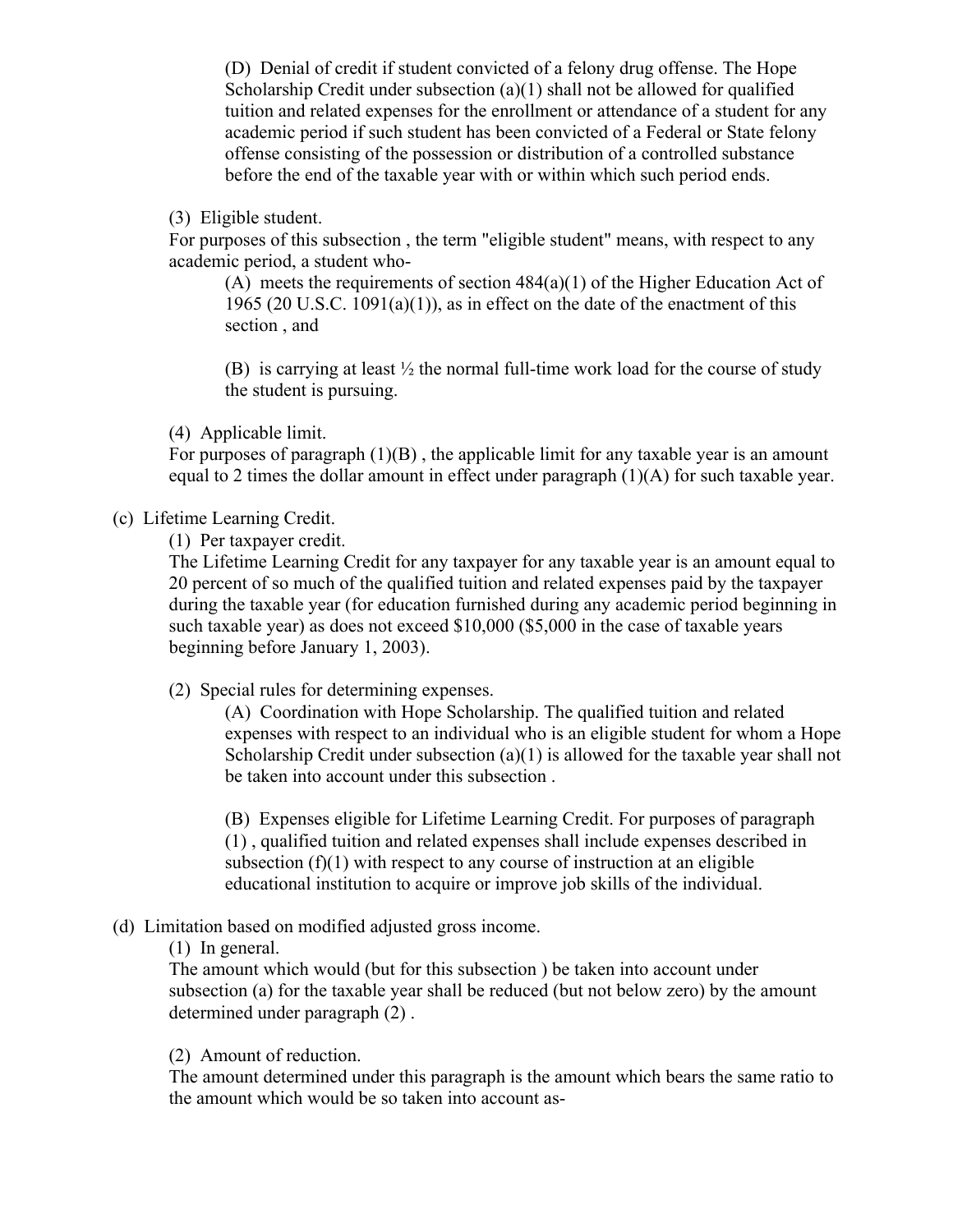(D) Denial of credit if student convicted of a felony drug offense. The Hope Scholarship Credit under subsection (a)(1) shall not be allowed for qualified tuition and related expenses for the enrollment or attendance of a student for any academic period if such student has been convicted of a Federal or State felony offense consisting of the possession or distribution of a controlled substance before the end of the taxable year with or within which such period ends.

(3) Eligible student.

For purposes of this subsection , the term "eligible student" means, with respect to any academic period, a student who-

(A) meets the requirements of section 484(a)(1) of the Higher Education Act of 1965 (20 U.S.C. 1091(a)(1)), as in effect on the date of the enactment of this section , and

(B) is carrying at least ½ the normal full-time work load for the course of study the student is pursuing.

(4) Applicable limit.

For purposes of paragraph (1)(B) , the applicable limit for any taxable year is an amount equal to 2 times the dollar amount in effect under paragraph (1)(A) for such taxable year.

(c) Lifetime Learning Credit.

(1) Per taxpayer credit.

The Lifetime Learning Credit for any taxpayer for any taxable year is an amount equal to 20 percent of so much of the qualified tuition and related expenses paid by the taxpayer during the taxable year (for education furnished during any academic period beginning in such taxable year) as does not exceed $10,000 ($5,000 in the case of taxable years beginning before January 1, 2003).

(2) Special rules for determining expenses.

(A) Coordination with Hope Scholarship. The qualified tuition and related expenses with respect to an individual who is an eligible student for whom a Hope Scholarship Credit under subsection (a)(1) is allowed for the taxable year shall not be taken into account under this subsection .

(B) Expenses eligible for Lifetime Learning Credit. For purposes of paragraph (1) , qualified tuition and related expenses shall include expenses described in subsection (f)(1) with respect to any course of instruction at an eligible educational institution to acquire or improve job skills of the individual.

(d) Limitation based on modified adjusted gross income.

(1) In general.

The amount which would (but for this subsection ) be taken into account under subsection (a) for the taxable year shall be reduced (but not below zero) by the amount determined under paragraph (2) .

(2) Amount of reduction.

The amount determined under this paragraph is the amount which bears the same ratio to the amount which would be so taken into account as-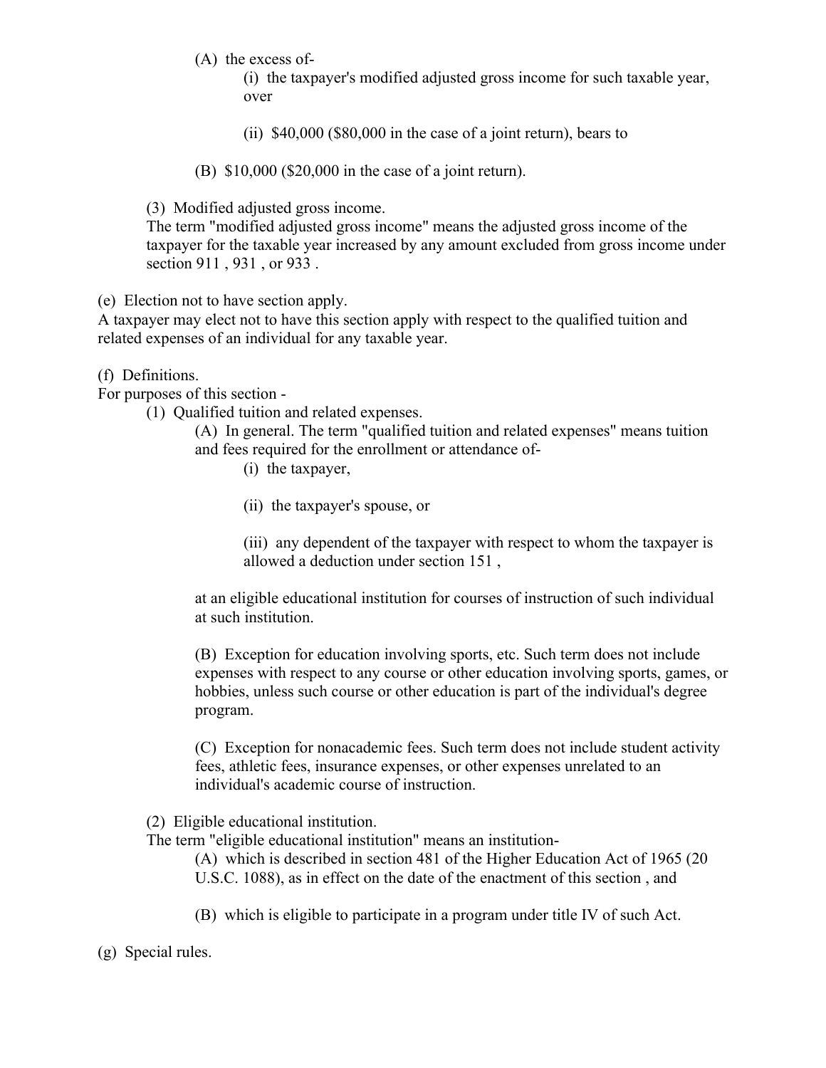(A) the excess of-

(i) the taxpayer's modified adjusted gross income for such taxable year, over

(ii) $40,000 ($80,000 in the case of a joint return), bears to

(B) $10,000 ($20,000 in the case of a joint return).

(3) Modified adjusted gross income.
The term "modified adjusted gross income" means the adjusted gross income of the taxpayer for the taxable year increased by any amount excluded from gross income under section 911 , 931 , or 933 .

(e) Election not to have section apply.
A taxpayer may elect not to have this section apply with respect to the qualified tuition and related expenses of an individual for any taxable year.

(f) Definitions.
For purposes of this section -

(1) Qualified tuition and related expenses.

(A) In general. The term "qualified tuition and related expenses" means tuition and fees required for the enrollment or attendance of-

(i) the taxpayer,

(ii) the taxpayer's spouse, or

(iii) any dependent of the taxpayer with respect to whom the taxpayer is allowed a deduction under section 151 ,

at an eligible educational institution for courses of instruction of such individual at such institution.

(B) Exception for education involving sports, etc. Such term does not include expenses with respect to any course or other education involving sports, games, or hobbies, unless such course or other education is part of the individual's degree program.

(C) Exception for nonacademic fees. Such term does not include student activity fees, athletic fees, insurance expenses, or other expenses unrelated to an individual's academic course of instruction.

(2) Eligible educational institution.
The term "eligible educational institution" means an institution-

(A) which is described in section 481 of the Higher Education Act of 1965 (20 U.S.C. 1088), as in effect on the date of the enactment of this section , and

(B) which is eligible to participate in a program under title IV of such Act.

(g) Special rules.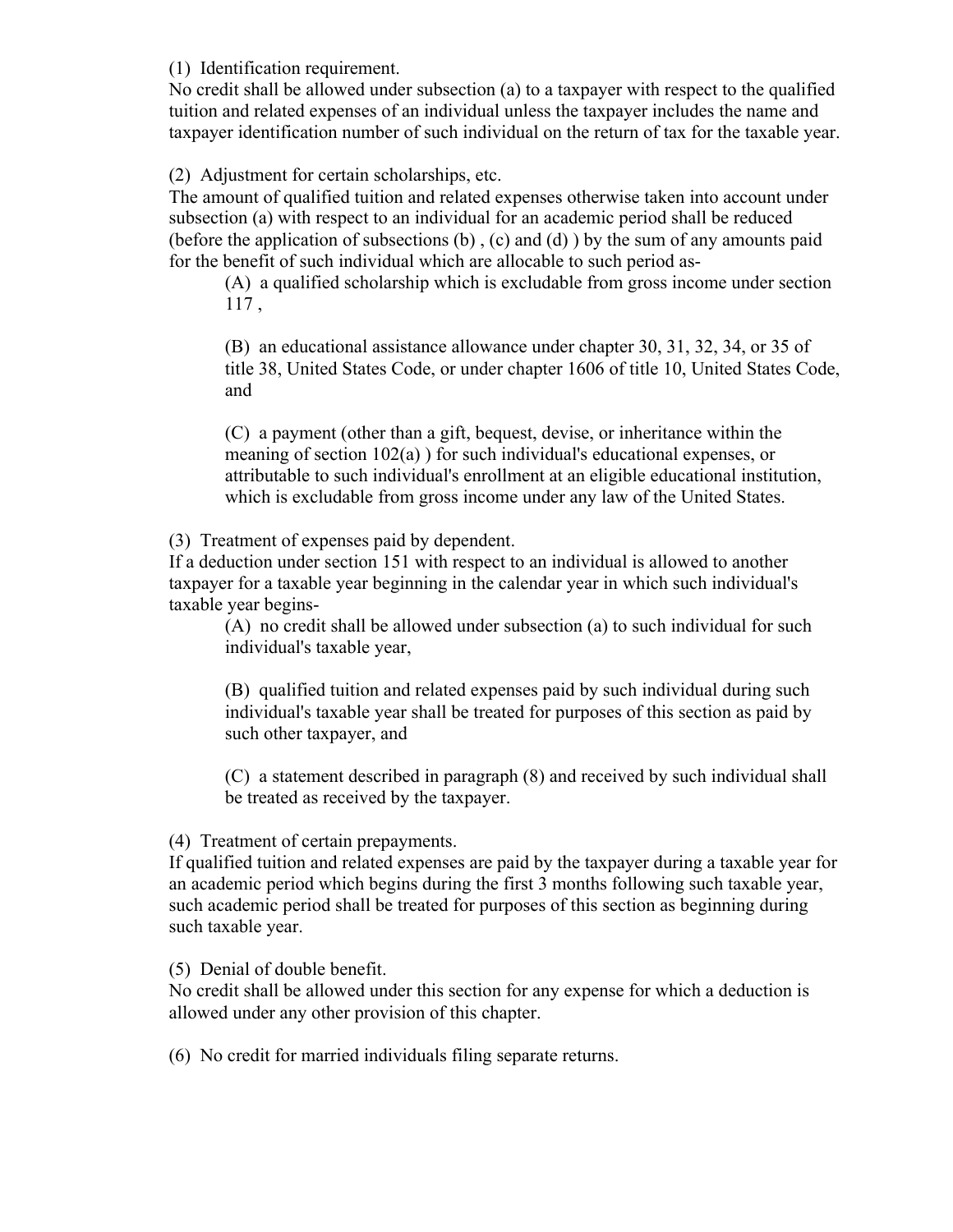(1) Identification requirement.
No credit shall be allowed under subsection (a) to a taxpayer with respect to the qualified tuition and related expenses of an individual unless the taxpayer includes the name and taxpayer identification number of such individual on the return of tax for the taxable year.

(2) Adjustment for certain scholarships, etc.
The amount of qualified tuition and related expenses otherwise taken into account under subsection (a) with respect to an individual for an academic period shall be reduced (before the application of subsections (b) , (c) and (d) ) by the sum of any amounts paid for the benefit of such individual which are allocable to such period as-

> (A) a qualified scholarship which is excludable from gross income under section 117 ,
>
> (B) an educational assistance allowance under chapter 30, 31, 32, 34, or 35 of title 38, United States Code, or under chapter 1606 of title 10, United States Code, and
>
> (C) a payment (other than a gift, bequest, devise, or inheritance within the meaning of section 102(a) ) for such individual's educational expenses, or attributable to such individual's enrollment at an eligible educational institution, which is excludable from gross income under any law of the United States.

(3) Treatment of expenses paid by dependent.
If a deduction under section 151 with respect to an individual is allowed to another taxpayer for a taxable year beginning in the calendar year in which such individual's taxable year begins-

> (A) no credit shall be allowed under subsection (a) to such individual for such individual's taxable year,
>
> (B) qualified tuition and related expenses paid by such individual during such individual's taxable year shall be treated for purposes of this section as paid by such other taxpayer, and
>
> (C) a statement described in paragraph (8) and received by such individual shall be treated as received by the taxpayer.

(4) Treatment of certain prepayments.
If qualified tuition and related expenses are paid by the taxpayer during a taxable year for an academic period which begins during the first 3 months following such taxable year, such academic period shall be treated for purposes of this section as beginning during such taxable year.

(5) Denial of double benefit.
No credit shall be allowed under this section for any expense for which a deduction is allowed under any other provision of this chapter.

(6) No credit for married individuals filing separate returns.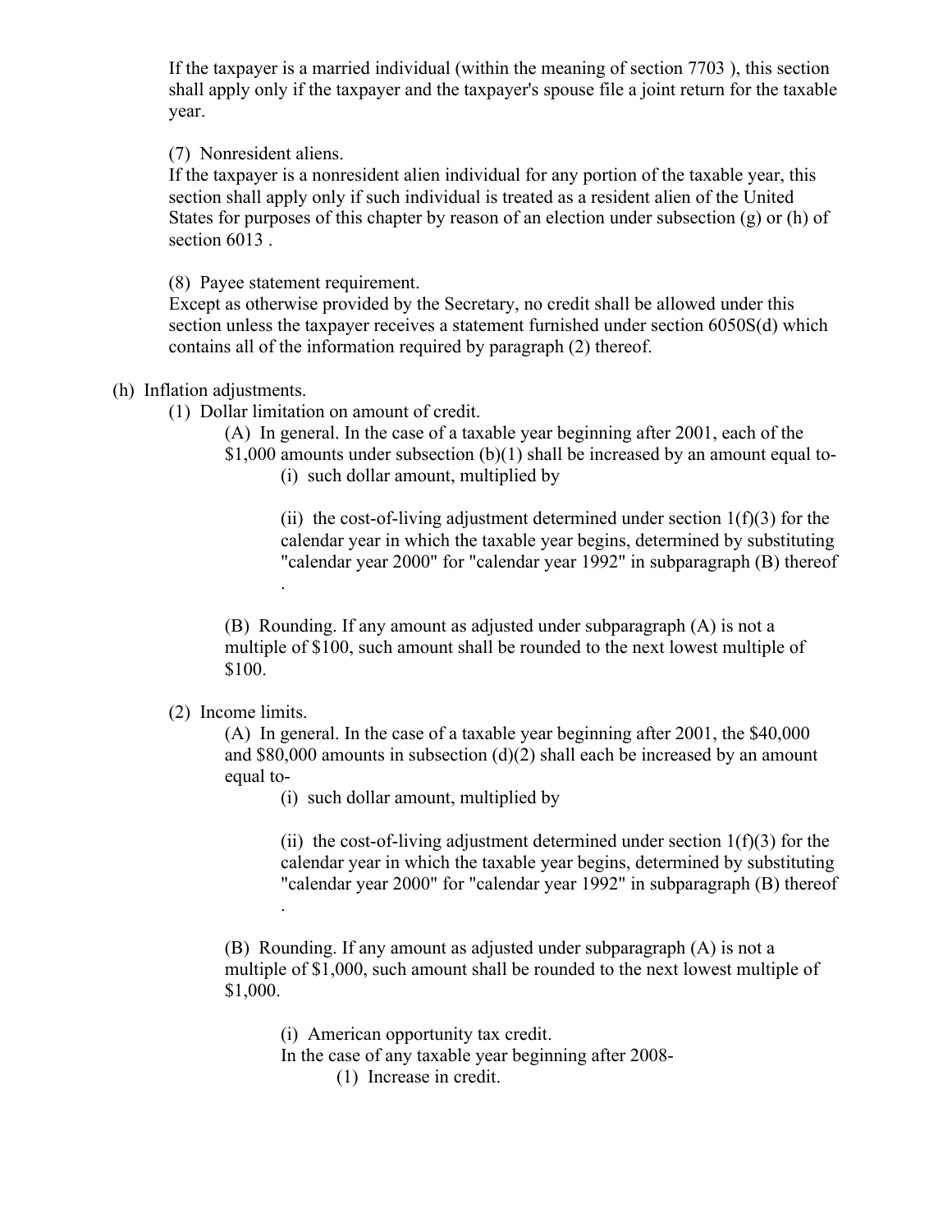If the taxpayer is a married individual (within the meaning of section 7703 ), this section shall apply only if the taxpayer and the taxpayer's spouse file a joint return for the taxable year.

(7) Nonresident aliens.
If the taxpayer is a nonresident alien individual for any portion of the taxable year, this section shall apply only if such individual is treated as a resident alien of the United States for purposes of this chapter by reason of an election under subsection (g) or (h) of section 6013 .

(8) Payee statement requirement.
Except as otherwise provided by the Secretary, no credit shall be allowed under this section unless the taxpayer receives a statement furnished under section 6050S(d) which contains all of the information required by paragraph (2) thereof.

(h) Inflation adjustments.

(1) Dollar limitation on amount of credit.

(A) In general. In the case of a taxable year beginning after 2001, each of the $1,000 amounts under subsection (b)(1) shall be increased by an amount equal to-

(i) such dollar amount, multiplied by

(ii) the cost-of-living adjustment determined under section 1(f)(3) for the calendar year in which the taxable year begins, determined by substituting "calendar year 2000" for "calendar year 1992" in subparagraph (B) thereof .

(B) Rounding. If any amount as adjusted under subparagraph (A) is not a multiple of $100, such amount shall be rounded to the next lowest multiple of $100.

(2) Income limits.

(A) In general. In the case of a taxable year beginning after 2001, the $40,000 and $80,000 amounts in subsection (d)(2) shall each be increased by an amount equal to-

(i) such dollar amount, multiplied by

(ii) the cost-of-living adjustment determined under section 1(f)(3) for the calendar year in which the taxable year begins, determined by substituting "calendar year 2000" for "calendar year 1992" in subparagraph (B) thereof .

(B) Rounding. If any amount as adjusted under subparagraph (A) is not a multiple of $1,000, such amount shall be rounded to the next lowest multiple of $1,000.

(i) American opportunity tax credit.
In the case of any taxable year beginning after 2008-

(1) Increase in credit.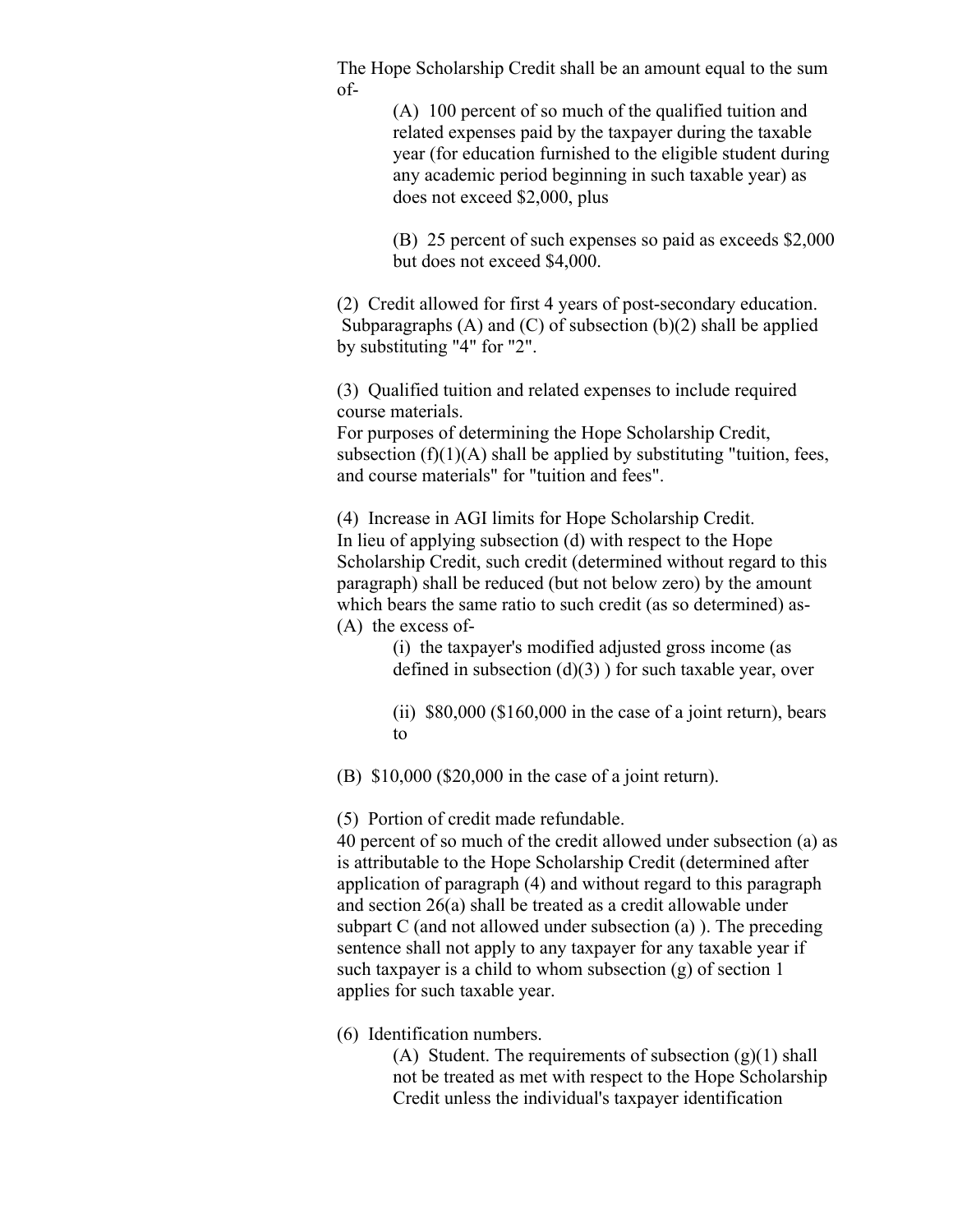The Hope Scholarship Credit shall be an amount equal to the sum of-

> (A) 100 percent of so much of the qualified tuition and related expenses paid by the taxpayer during the taxable year (for education furnished to the eligible student during any academic period beginning in such taxable year) as does not exceed $2,000, plus
>
> (B) 25 percent of such expenses so paid as exceeds $2,000 but does not exceed $4,000.

(2) Credit allowed for first 4 years of post-secondary education. Subparagraphs (A) and (C) of subsection (b)(2) shall be applied by substituting "4" for "2".

(3) Qualified tuition and related expenses to include required course materials.
For purposes of determining the Hope Scholarship Credit, subsection (f)(1)(A) shall be applied by substituting "tuition, fees, and course materials" for "tuition and fees".

(4) Increase in AGI limits for Hope Scholarship Credit.
In lieu of applying subsection (d) with respect to the Hope Scholarship Credit, such credit (determined without regard to this paragraph) shall be reduced (but not below zero) by the amount which bears the same ratio to such credit (as so determined) as-
(A) the excess of-

> (i) the taxpayer's modified adjusted gross income (as defined in subsection (d)(3) ) for such taxable year, over
>
> (ii) $80,000 ($160,000 in the case of a joint return), bears to

(B) $10,000 ($20,000 in the case of a joint return).

(5) Portion of credit made refundable.
40 percent of so much of the credit allowed under subsection (a) as is attributable to the Hope Scholarship Credit (determined after application of paragraph (4) and without regard to this paragraph and section 26(a) shall be treated as a credit allowable under subpart C (and not allowed under subsection (a) ). The preceding sentence shall not apply to any taxpayer for any taxable year if such taxpayer is a child to whom subsection (g) of section 1 applies for such taxable year.

(6) Identification numbers.

> (A) Student. The requirements of subsection (g)(1) shall not be treated as met with respect to the Hope Scholarship Credit unless the individual's taxpayer identification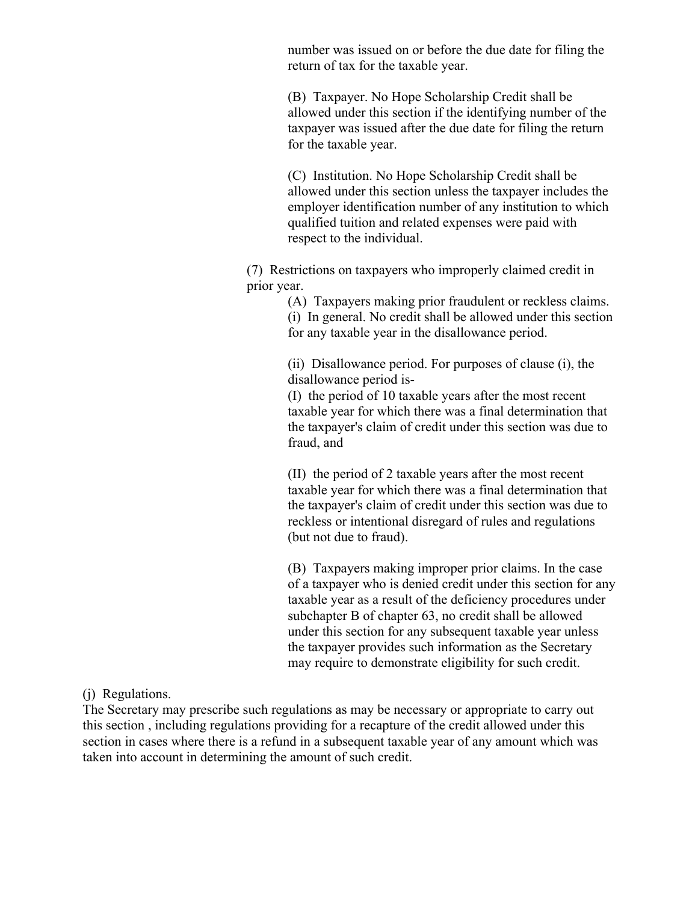number was issued on or before the due date for filing the return of tax for the taxable year.

(B) Taxpayer. No Hope Scholarship Credit shall be allowed under this section if the identifying number of the taxpayer was issued after the due date for filing the return for the taxable year.

(C) Institution. No Hope Scholarship Credit shall be allowed under this section unless the taxpayer includes the employer identification number of any institution to which qualified tuition and related expenses were paid with respect to the individual.

(7) Restrictions on taxpayers who improperly claimed credit in prior year.

(A) Taxpayers making prior fraudulent or reckless claims.
(i) In general. No credit shall be allowed under this section for any taxable year in the disallowance period.

(ii) Disallowance period. For purposes of clause (i), the disallowance period is-
(I) the period of 10 taxable years after the most recent taxable year for which there was a final determination that the taxpayer's claim of credit under this section was due to fraud, and

(II) the period of 2 taxable years after the most recent taxable year for which there was a final determination that the taxpayer's claim of credit under this section was due to reckless or intentional disregard of rules and regulations (but not due to fraud).

(B) Taxpayers making improper prior claims. In the case of a taxpayer who is denied credit under this section for any taxable year as a result of the deficiency procedures under subchapter B of chapter 63, no credit shall be allowed under this section for any subsequent taxable year unless the taxpayer provides such information as the Secretary may require to demonstrate eligibility for such credit.

(j) Regulations.
The Secretary may prescribe such regulations as may be necessary or appropriate to carry out this section , including regulations providing for a recapture of the credit allowed under this section in cases where there is a refund in a subsequent taxable year of any amount which was taken into account in determining the amount of such credit.